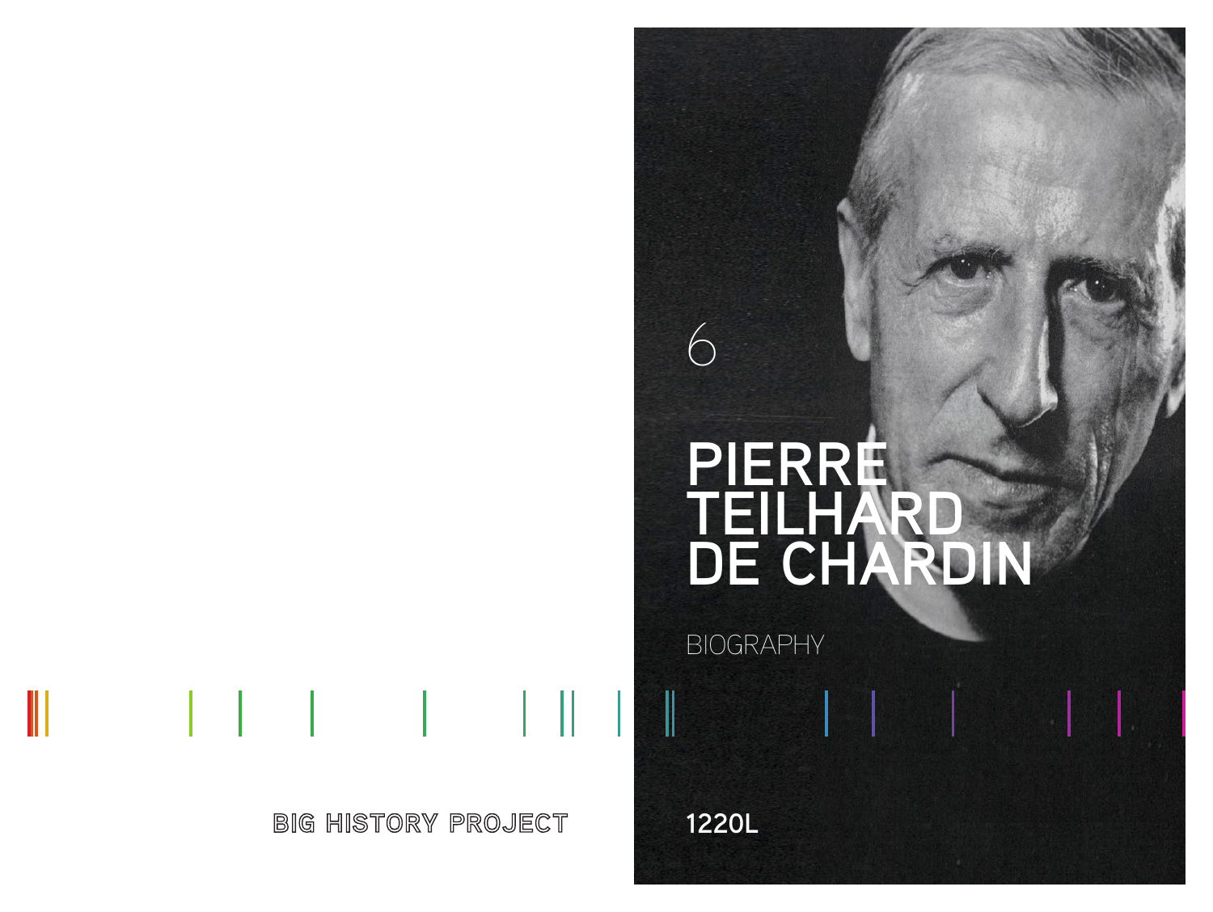6

# PIERRE TEILHARD DE CHARDIN

BIOGRAPHY

BIG HISTORY PROJECT

1220L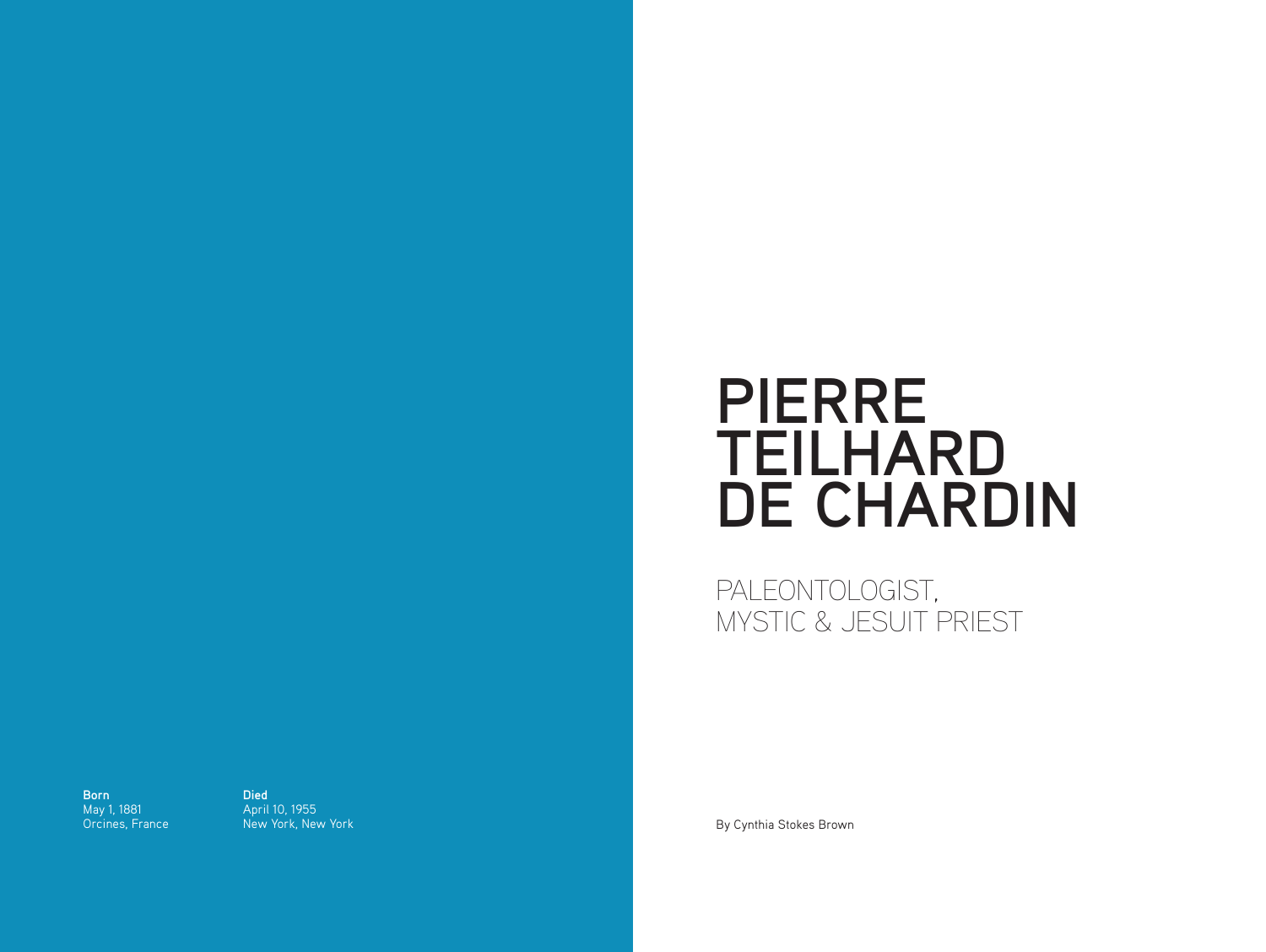# PIERRE TEILHARD DE CHARDIN

## PALEONTOLOGIST, MYSTIC & JESUIT PRIEST

**Born**
May 1, 1881
Orcines, France

**Died**
April 10, 1955
New York, New York

By Cynthia Stokes Brown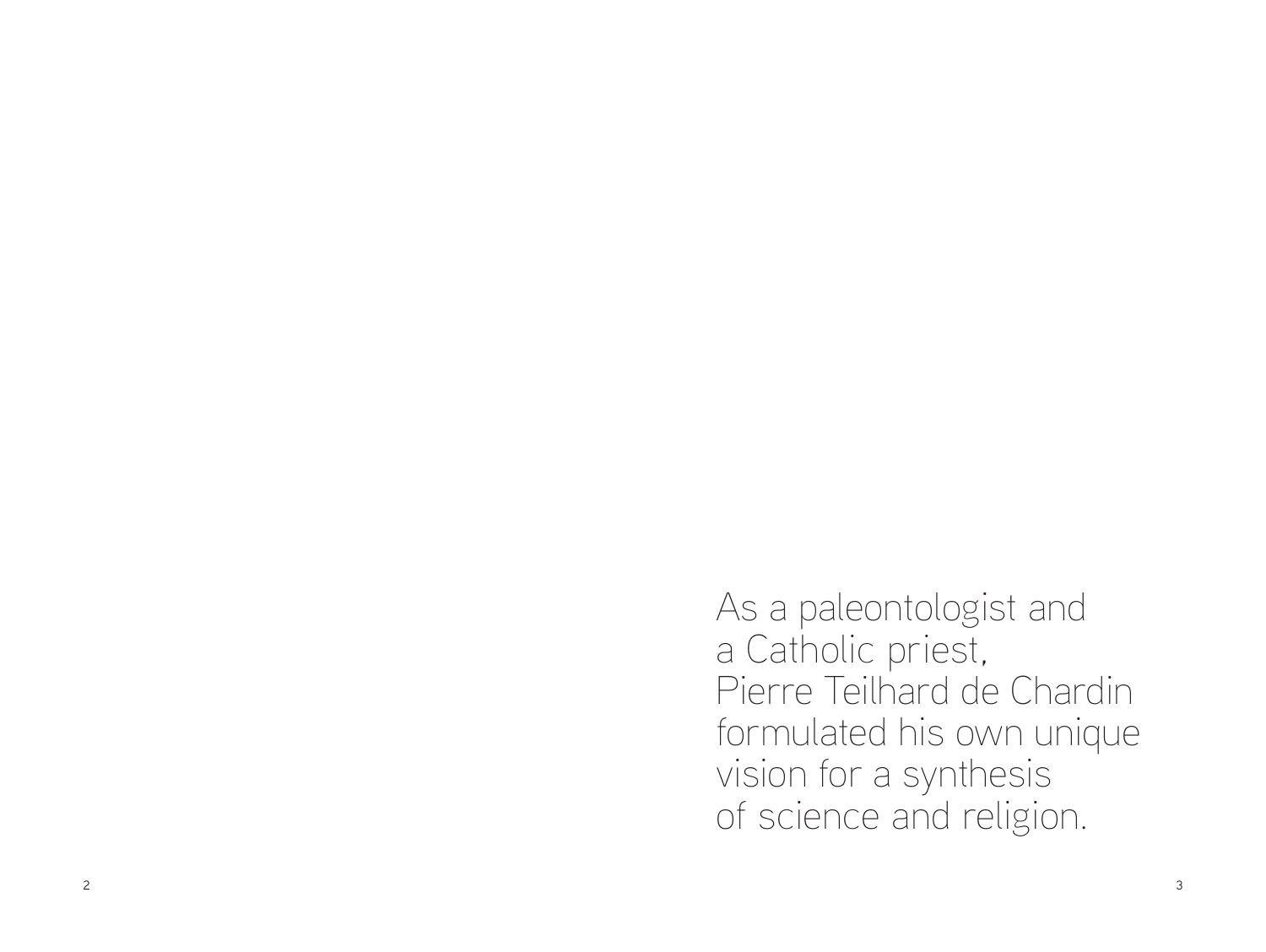As a paleontologist and a Catholic priest, Pierre Teilhard de Chardin formulated his own unique vision for a synthesis of science and religion.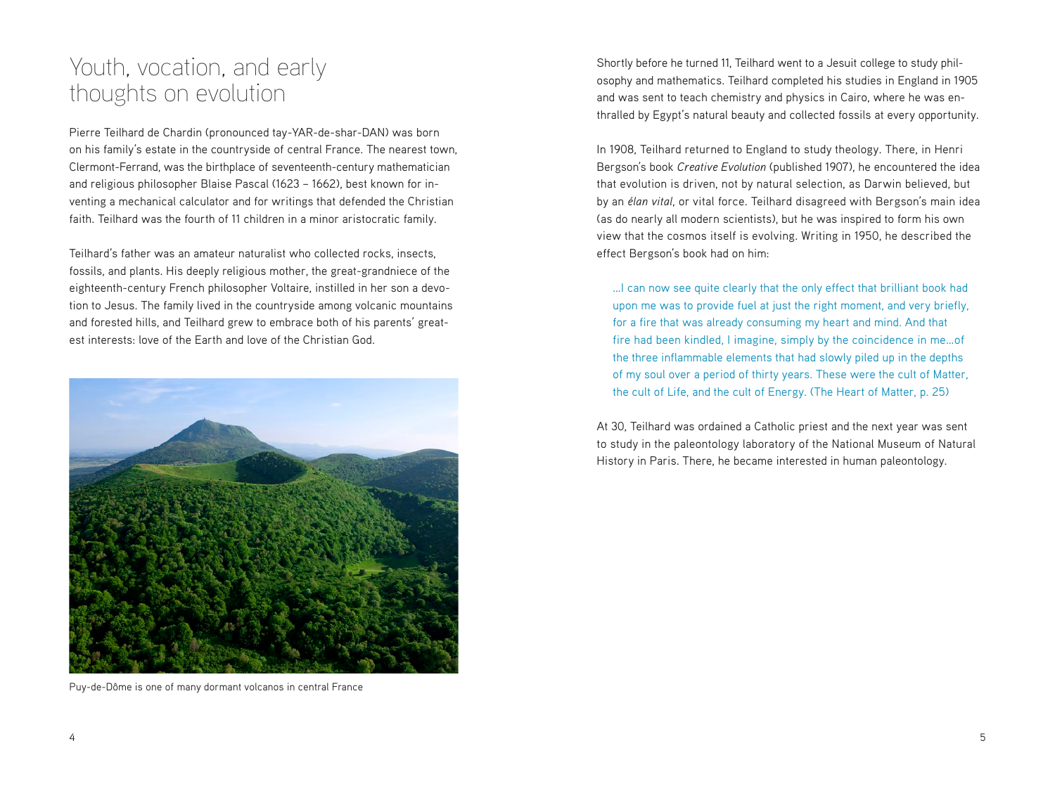# Youth, vocation, and early thoughts on evolution

Pierre Teilhard de Chardin (pronounced tay-YAR-de-shar-DAN) was born on his family's estate in the countryside of central France. The nearest town, Clermont-Ferrand, was the birthplace of seventeenth-century mathematician and religious philosopher Blaise Pascal (1623 – 1662), best known for inventing a mechanical calculator and for writings that defended the Christian faith. Teilhard was the fourth of 11 children in a minor aristocratic family.

Teilhard's father was an amateur naturalist who collected rocks, insects, fossils, and plants. His deeply religious mother, the great-grandniece of the eighteenth-century French philosopher Voltaire, instilled in her son a devotion to Jesus. The family lived in the countryside among volcanic mountains and forested hills, and Teilhard grew to embrace both of his parents' greatest interests: love of the Earth and love of the Christian God.

Puy-de-Dôme is one of many dormant volcanos in central France

Shortly before he turned 11, Teilhard went to a Jesuit college to study philosophy and mathematics. Teilhard completed his studies in England in 1905 and was sent to teach chemistry and physics in Cairo, where he was enthralled by Egypt's natural beauty and collected fossils at every opportunity.

In 1908, Teilhard returned to England to study theology. There, in Henri Bergson's book *Creative Evolution* (published 1907), he encountered the idea that evolution is driven, not by natural selection, as Darwin believed, but by an *élan vital*, or vital force. Teilhard disagreed with Bergson's main idea (as do nearly all modern scientists), but he was inspired to form his own view that the cosmos itself is evolving. Writing in 1950, he described the effect Bergson's book had on him:

> …I can now see quite clearly that the only effect that brilliant book had upon me was to provide fuel at just the right moment, and very briefly, for a fire that was already consuming my heart and mind. And that fire had been kindled, I imagine, simply by the coincidence in me…of the three inflammable elements that had slowly piled up in the depths of my soul over a period of thirty years. These were the cult of Matter, the cult of Life, and the cult of Energy. (The Heart of Matter, p. 25)

At 30, Teilhard was ordained a Catholic priest and the next year was sent to study in the paleontology laboratory of the National Museum of Natural History in Paris. There, he became interested in human paleontology.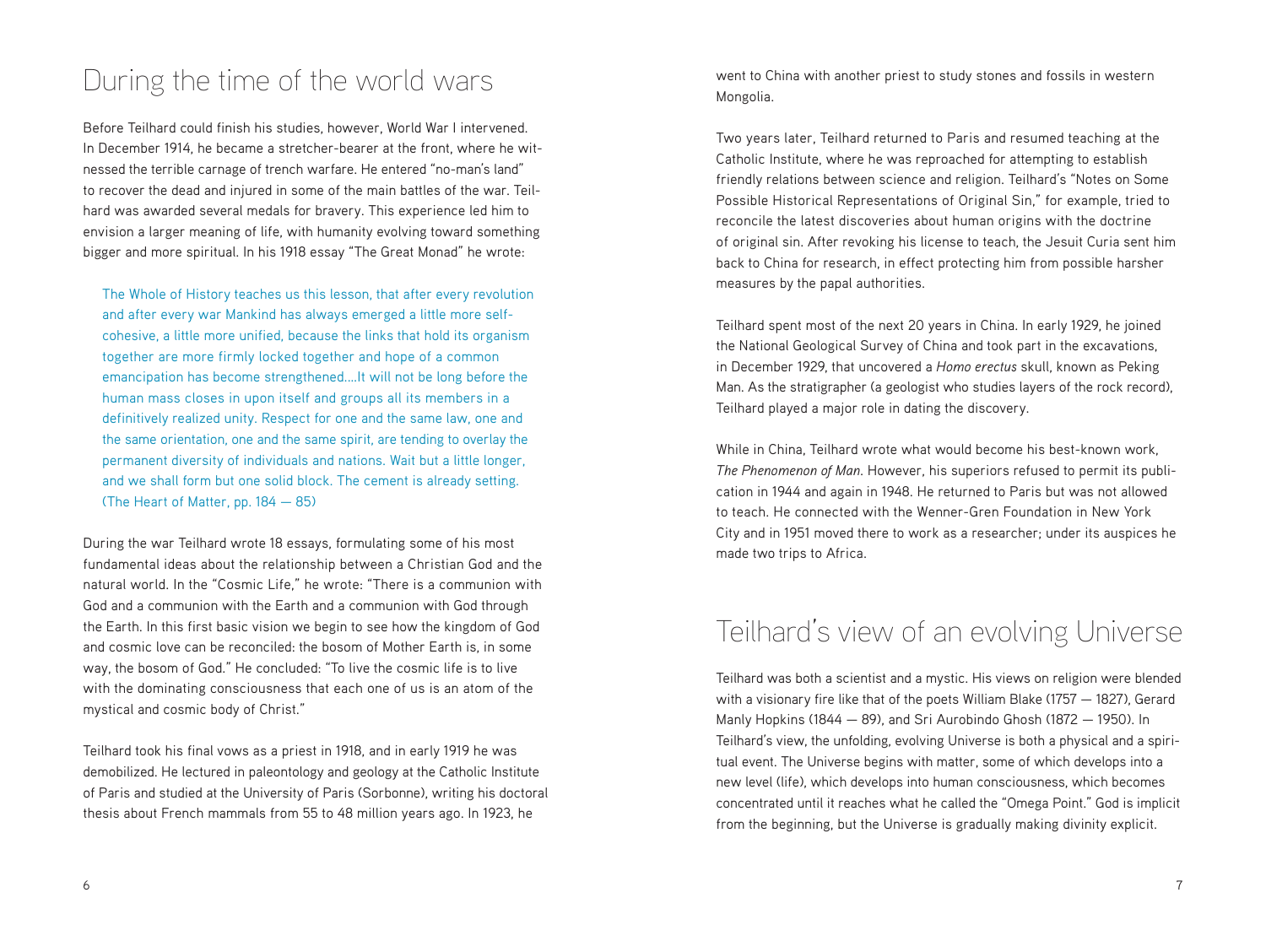## During the time of the world wars

Before Teilhard could finish his studies, however, World War I intervened. In December 1914, he became a stretcher-bearer at the front, where he witnessed the terrible carnage of trench warfare. He entered "no-man's land" to recover the dead and injured in some of the main battles of the war. Teilhard was awarded several medals for bravery. This experience led him to envision a larger meaning of life, with humanity evolving toward something bigger and more spiritual. In his 1918 essay "The Great Monad" he wrote:

> The Whole of History teaches us this lesson, that after every revolution and after every war Mankind has always emerged a little more self-cohesive, a little more unified, because the links that hold its organism together are more firmly locked together and hope of a common emancipation has become strengthened....It will not be long before the human mass closes in upon itself and groups all its members in a definitively realized unity. Respect for one and the same law, one and the same orientation, one and the same spirit, are tending to overlay the permanent diversity of individuals and nations. Wait but a little longer, and we shall form but one solid block. The cement is already setting. (The Heart of Matter, pp. 184 — 85)

During the war Teilhard wrote 18 essays, formulating some of his most fundamental ideas about the relationship between a Christian God and the natural world. In the "Cosmic Life," he wrote: "There is a communion with God and a communion with the Earth and a communion with God through the Earth. In this first basic vision we begin to see how the kingdom of God and cosmic love can be reconciled: the bosom of Mother Earth is, in some way, the bosom of God." He concluded: "To live the cosmic life is to live with the dominating consciousness that each one of us is an atom of the mystical and cosmic body of Christ."

Teilhard took his final vows as a priest in 1918, and in early 1919 he was demobilized. He lectured in paleontology and geology at the Catholic Institute of Paris and studied at the University of Paris (Sorbonne), writing his doctoral thesis about French mammals from 55 to 48 million years ago. In 1923, he went to China with another priest to study stones and fossils in western Mongolia.

Two years later, Teilhard returned to Paris and resumed teaching at the Catholic Institute, where he was reproached for attempting to establish friendly relations between science and religion. Teilhard's "Notes on Some Possible Historical Representations of Original Sin," for example, tried to reconcile the latest discoveries about human origins with the doctrine of original sin. After revoking his license to teach, the Jesuit Curia sent him back to China for research, in effect protecting him from possible harsher measures by the papal authorities.

Teilhard spent most of the next 20 years in China. In early 1929, he joined the National Geological Survey of China and took part in the excavations, in December 1929, that uncovered a *Homo erectus* skull, known as Peking Man. As the stratigrapher (a geologist who studies layers of the rock record), Teilhard played a major role in dating the discovery.

While in China, Teilhard wrote what would become his best-known work, *The Phenomenon of Man*. However, his superiors refused to permit its publication in 1944 and again in 1948. He returned to Paris but was not allowed to teach. He connected with the Wenner-Gren Foundation in New York City and in 1951 moved there to work as a researcher; under its auspices he made two trips to Africa.

## Teilhard's view of an evolving Universe

Teilhard was both a scientist and a mystic. His views on religion were blended with a visionary fire like that of the poets William Blake (1757 — 1827), Gerard Manly Hopkins (1844 — 89), and Sri Aurobindo Ghosh (1872 — 1950). In Teilhard's view, the unfolding, evolving Universe is both a physical and a spiritual event. The Universe begins with matter, some of which develops into a new level (life), which develops into human consciousness, which becomes concentrated until it reaches what he called the "Omega Point." God is implicit from the beginning, but the Universe is gradually making divinity explicit.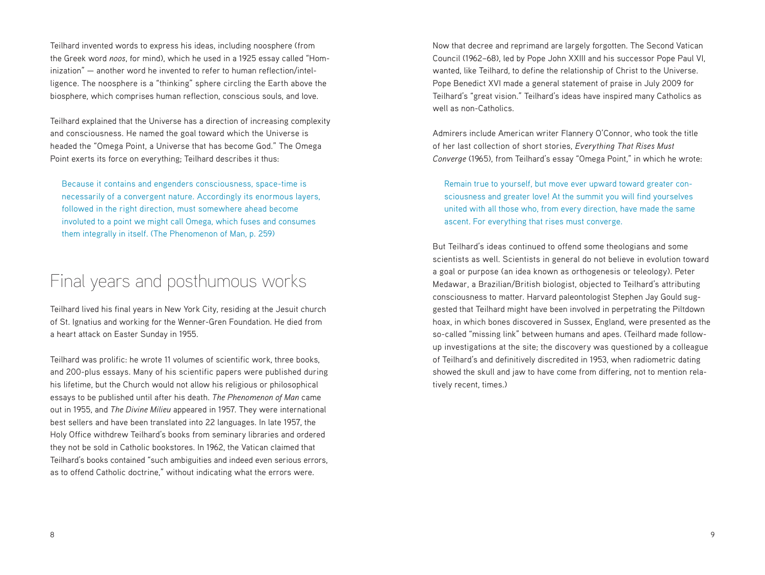Teilhard invented words to express his ideas, including noosphere (from the Greek word *noos*, for mind), which he used in a 1925 essay called "Hominization" — another word he invented to refer to human reflection/intelligence. The noosphere is a "thinking" sphere circling the Earth above the biosphere, which comprises human reflection, conscious souls, and love.

Teilhard explained that the Universe has a direction of increasing complexity and consciousness. He named the goal toward which the Universe is headed the "Omega Point, a Universe that has become God." The Omega Point exerts its force on everything; Teilhard describes it thus:

> Because it contains and engenders consciousness, space-time is necessarily of a convergent nature. Accordingly its enormous layers, followed in the right direction, must somewhere ahead become involuted to a point we might call Omega, which fuses and consumes them integrally in itself. (The Phenomenon of Man, p. 259)

## Final years and posthumous works

Teilhard lived his final years in New York City, residing at the Jesuit church of St. Ignatius and working for the Wenner-Gren Foundation. He died from a heart attack on Easter Sunday in 1955.

Teilhard was prolific: he wrote 11 volumes of scientific work, three books, and 200-plus essays. Many of his scientific papers were published during his lifetime, but the Church would not allow his religious or philosophical essays to be published until after his death. *The Phenomenon of Man* came out in 1955, and *The Divine Milieu* appeared in 1957. They were international best sellers and have been translated into 22 languages. In late 1957, the Holy Office withdrew Teilhard's books from seminary libraries and ordered they not be sold in Catholic bookstores. In 1962, the Vatican claimed that Teilhard's books contained "such ambiguities and indeed even serious errors, as to offend Catholic doctrine," without indicating what the errors were.

Now that decree and reprimand are largely forgotten. The Second Vatican Council (1962–68), led by Pope John XXIII and his successor Pope Paul VI, wanted, like Teilhard, to define the relationship of Christ to the Universe. Pope Benedict XVI made a general statement of praise in July 2009 for Teilhard's "great vision." Teilhard's ideas have inspired many Catholics as well as non-Catholics.

Admirers include American writer Flannery O'Connor, who took the title of her last collection of short stories, *Everything That Rises Must Converge* (1965), from Teilhard's essay "Omega Point," in which he wrote:

> Remain true to yourself, but move ever upward toward greater consciousness and greater love! At the summit you will find yourselves united with all those who, from every direction, have made the same ascent. For everything that rises must converge.

But Teilhard's ideas continued to offend some theologians and some scientists as well. Scientists in general do not believe in evolution toward a goal or purpose (an idea known as orthogenesis or teleology). Peter Medawar, a Brazilian/British biologist, objected to Teilhard's attributing consciousness to matter. Harvard paleontologist Stephen Jay Gould suggested that Teilhard might have been involved in perpetrating the Piltdown hoax, in which bones discovered in Sussex, England, were presented as the so-called "missing link" between humans and apes. (Teilhard made follow-up investigations at the site; the discovery was questioned by a colleague of Teilhard's and definitively discredited in 1953, when radiometric dating showed the skull and jaw to have come from differing, not to mention relatively recent, times.)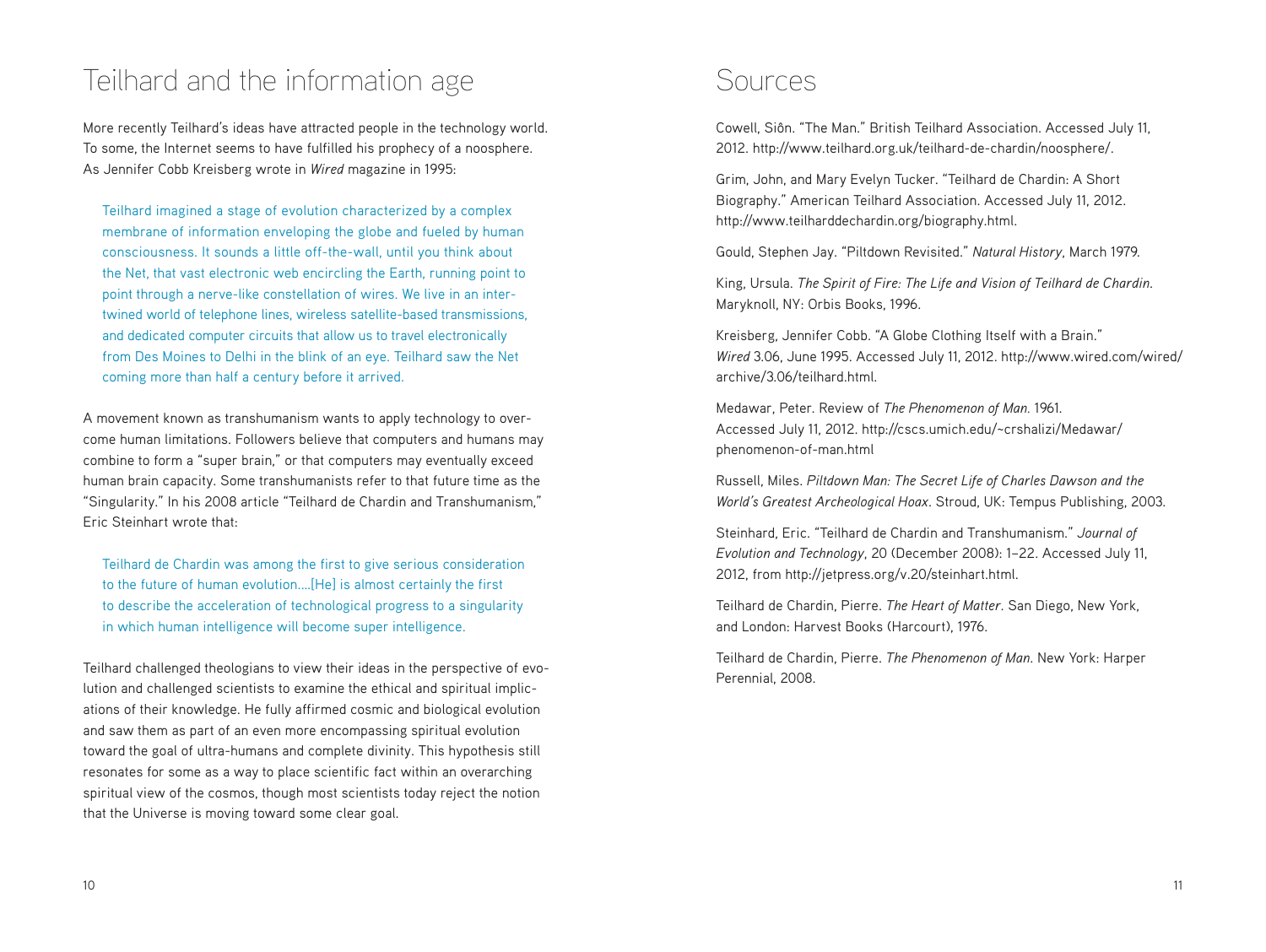# Teilhard and the information age

More recently Teilhard's ideas have attracted people in the technology world. To some, the Internet seems to have fulfilled his prophecy of a noosphere. As Jennifer Cobb Kreisberg wrote in *Wired* magazine in 1995:

> Teilhard imagined a stage of evolution characterized by a complex membrane of information enveloping the globe and fueled by human consciousness. It sounds a little off-the-wall, until you think about the Net, that vast electronic web encircling the Earth, running point to point through a nerve-like constellation of wires. We live in an intertwined world of telephone lines, wireless satellite-based transmissions, and dedicated computer circuits that allow us to travel electronically from Des Moines to Delhi in the blink of an eye. Teilhard saw the Net coming more than half a century before it arrived.

A movement known as transhumanism wants to apply technology to overcome human limitations. Followers believe that computers and humans may combine to form a "super brain," or that computers may eventually exceed human brain capacity. Some transhumanists refer to that future time as the "Singularity." In his 2008 article "Teilhard de Chardin and Transhumanism," Eric Steinhart wrote that:

> Teilhard de Chardin was among the first to give serious consideration to the future of human evolution….[He] is almost certainly the first to describe the acceleration of technological progress to a singularity in which human intelligence will become super intelligence.

Teilhard challenged theologians to view their ideas in the perspective of evolution and challenged scientists to examine the ethical and spiritual implications of their knowledge. He fully affirmed cosmic and biological evolution and saw them as part of an even more encompassing spiritual evolution toward the goal of ultra-humans and complete divinity. This hypothesis still resonates for some as a way to place scientific fact within an overarching spiritual view of the cosmos, though most scientists today reject the notion that the Universe is moving toward some clear goal.

# Sources

Cowell, Siôn. "The Man." British Teilhard Association. Accessed July 11, 2012. http://www.teilhard.org.uk/teilhard-de-chardin/noosphere/.

Grim, John, and Mary Evelyn Tucker. "Teilhard de Chardin: A Short Biography." American Teilhard Association. Accessed July 11, 2012. http://www.teilharddechardin.org/biography.html.

Gould, Stephen Jay. "Piltdown Revisited." *Natural History*, March 1979.

King, Ursula. *The Spirit of Fire: The Life and Vision of Teilhard de Chardin*. Maryknoll, NY: Orbis Books, 1996.

Kreisberg, Jennifer Cobb. "A Globe Clothing Itself with a Brain." *Wired* 3.06, June 1995. Accessed July 11, 2012. http://www.wired.com/wired/archive/3.06/teilhard.html.

Medawar, Peter. Review of *The Phenomenon of Man*. 1961. Accessed July 11, 2012. http://cscs.umich.edu/~crshalizi/Medawar/phenomenon-of-man.html

Russell, Miles. *Piltdown Man: The Secret Life of Charles Dawson and the World's Greatest Archeological Hoax*. Stroud, UK: Tempus Publishing, 2003.

Steinhard, Eric. "Teilhard de Chardin and Transhumanism." *Journal of Evolution and Technology*, 20 (December 2008): 1–22. Accessed July 11, 2012, from http://jetpress.org/v.20/steinhart.html.

Teilhard de Chardin, Pierre. *The Heart of Matter*. San Diego, New York, and London: Harvest Books (Harcourt), 1976.

Teilhard de Chardin, Pierre. *The Phenomenon of Man*. New York: Harper Perennial, 2008.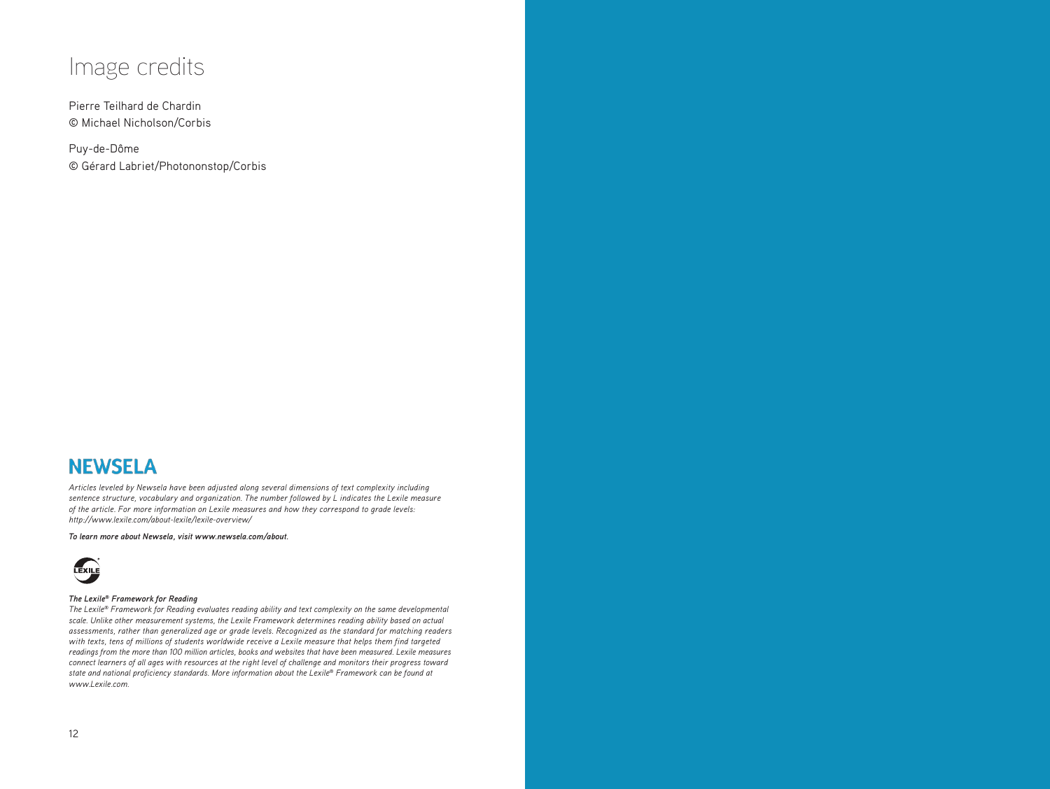# Image credits

Pierre Teilhard de Chardin
© Michael Nicholson/Corbis

Puy-de-Dôme
© Gérard Labriet/Photononstop/Corbis

## NEWSELA

*Articles leveled by Newsela have been adjusted along several dimensions of text complexity including sentence structure, vocabulary and organization. The number followed by L indicates the Lexile measure of the article. For more information on Lexile measures and how they correspond to grade levels: http://www.lexile.com/about-lexile/lexile-overview/*

***To learn more about Newsela, visit www.newsela.com/about.***

LEXILE

***The Lexile® Framework for Reading***

*The Lexile® Framework for Reading evaluates reading ability and text complexity on the same developmental scale. Unlike other measurement systems, the Lexile Framework determines reading ability based on actual assessments, rather than generalized age or grade levels. Recognized as the standard for matching readers with texts, tens of millions of students worldwide receive a Lexile measure that helps them find targeted readings from the more than 100 million articles, books and websites that have been measured. Lexile measures connect learners of all ages with resources at the right level of challenge and monitors their progress toward state and national proficiency standards. More information about the Lexile® Framework can be found at www.Lexile.com.*